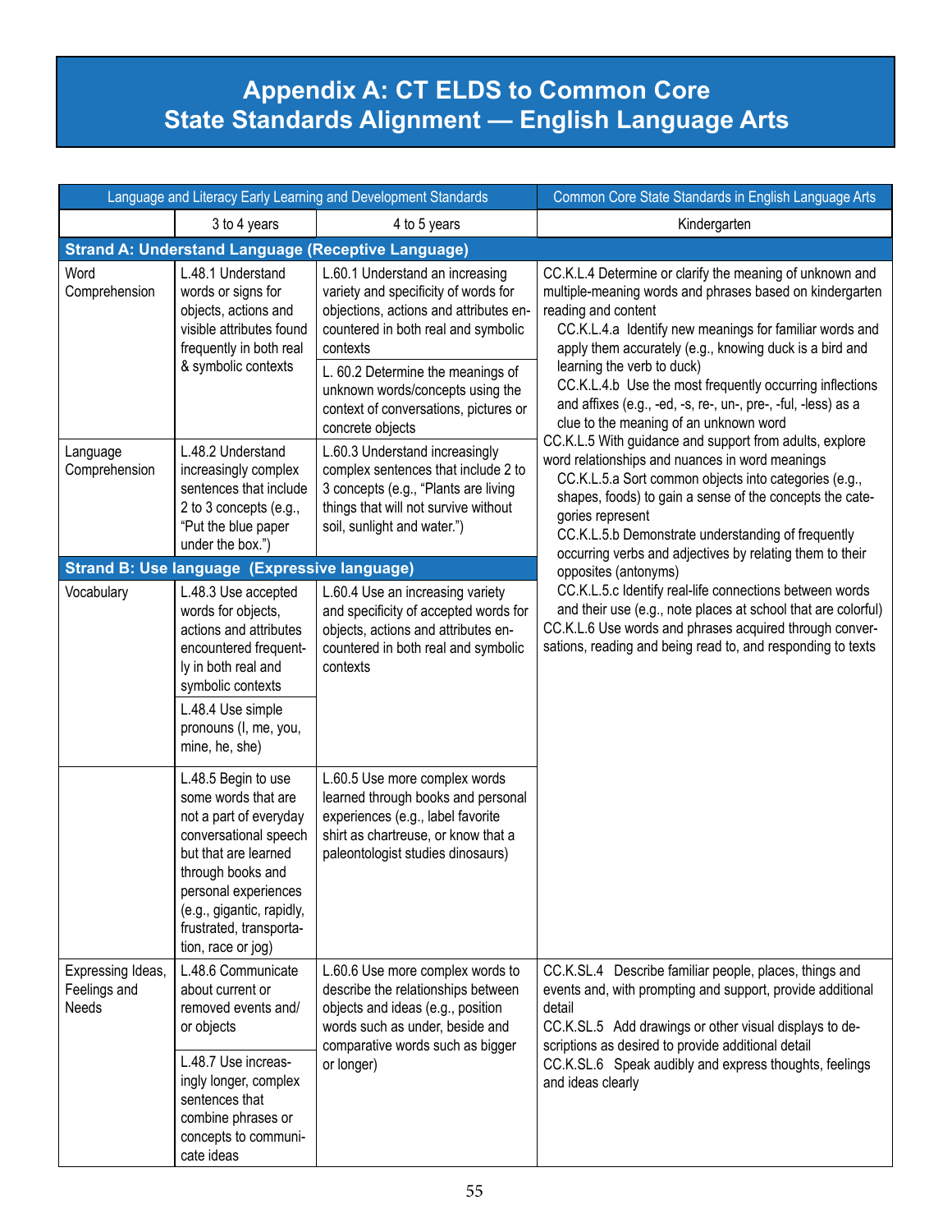# Appendix A: CT ELDS to Common Core State Standards Alignment — English Language Arts

| Language and Literacy Early Learning and Development Standards | | | Common Core State Standards in English Language Arts |
|---|---|---|---|
| | 3 to 4 years | 4 to 5 years | Kindergarten |
| **Strand A: Understand Language (Receptive Language)** | | | |
| Word Comprehension | L.48.1 Understand words or signs for objects, actions and visible attributes found frequently in both real & symbolic contexts | L.60.1 Understand an increasing variety and specificity of words for objections, actions and attributes encountered in both real and symbolic contexts<br><br>L. 60.2 Determine the meanings of unknown words/concepts using the context of conversations, pictures or concrete objects | CC.K.L.4 Determine or clarify the meaning of unknown and multiple-meaning words and phrases based on kindergarten reading and content<br>CC.K.L.4.a Identify new meanings for familiar words and apply them accurately (e.g., knowing duck is a bird and learning the verb to duck)<br>CC.K.L.4.b Use the most frequently occurring inflections and affixes (e.g., -ed, -s, re-, un-, pre-, -ful, -less) as a clue to the meaning of an unknown word<br>CC.K.L.5 With guidance and support from adults, explore word relationships and nuances in word meanings<br>CC.K.L.5.a Sort common objects into categories (e.g., shapes, foods) to gain a sense of the concepts the categories represent<br>CC.K.L.5.b Demonstrate understanding of frequently occurring verbs and adjectives by relating them to their opposites (antonyms)<br>CC.K.L.5.c Identify real-life connections between words and their use (e.g., note places at school that are colorful)<br>CC.K.L.6 Use words and phrases acquired through conversations, reading and being read to, and responding to texts |
| Language Comprehension | L.48.2 Understand increasingly complex sentences that include 2 to 3 concepts (e.g., "Put the blue paper under the box.") | L.60.3 Understand increasingly complex sentences that include 2 to 3 concepts (e.g., "Plants are living things that will not survive without soil, sunlight and water.") | |
| **Strand B: Use language (Expressive language)** | | | |
| Vocabulary | L.48.3 Use accepted words for objects, actions and attributes encountered frequently in both real and symbolic contexts<br><br>L.48.4 Use simple pronouns (I, me, you, mine, he, she) | L.60.4 Use an increasing variety and specificity of accepted words for objects, actions and attributes encountered in both real and symbolic contexts | |
| | L.48.5 Begin to use some words that are not a part of everyday conversational speech but that are learned through books and personal experiences (e.g., gigantic, rapidly, frustrated, transportation, race or jog) | L.60.5 Use more complex words learned through books and personal experiences (e.g., label favorite shirt as chartreuse, or know that a paleontologist studies dinosaurs) | |
| Expressing Ideas, Feelings and Needs | L.48.6 Communicate about current or removed events and/or objects<br><br>L.48.7 Use increasingly longer, complex sentences that combine phrases or concepts to communicate ideas | L.60.6 Use more complex words to describe the relationships between objects and ideas (e.g., position words such as under, beside and comparative words such as bigger or longer) | CC.K.SL.4 Describe familiar people, places, things and events and, with prompting and support, provide additional detail<br>CC.K.SL.5 Add drawings or other visual displays to descriptions as desired to provide additional detail<br>CC.K.SL.6 Speak audibly and express thoughts, feelings and ideas clearly |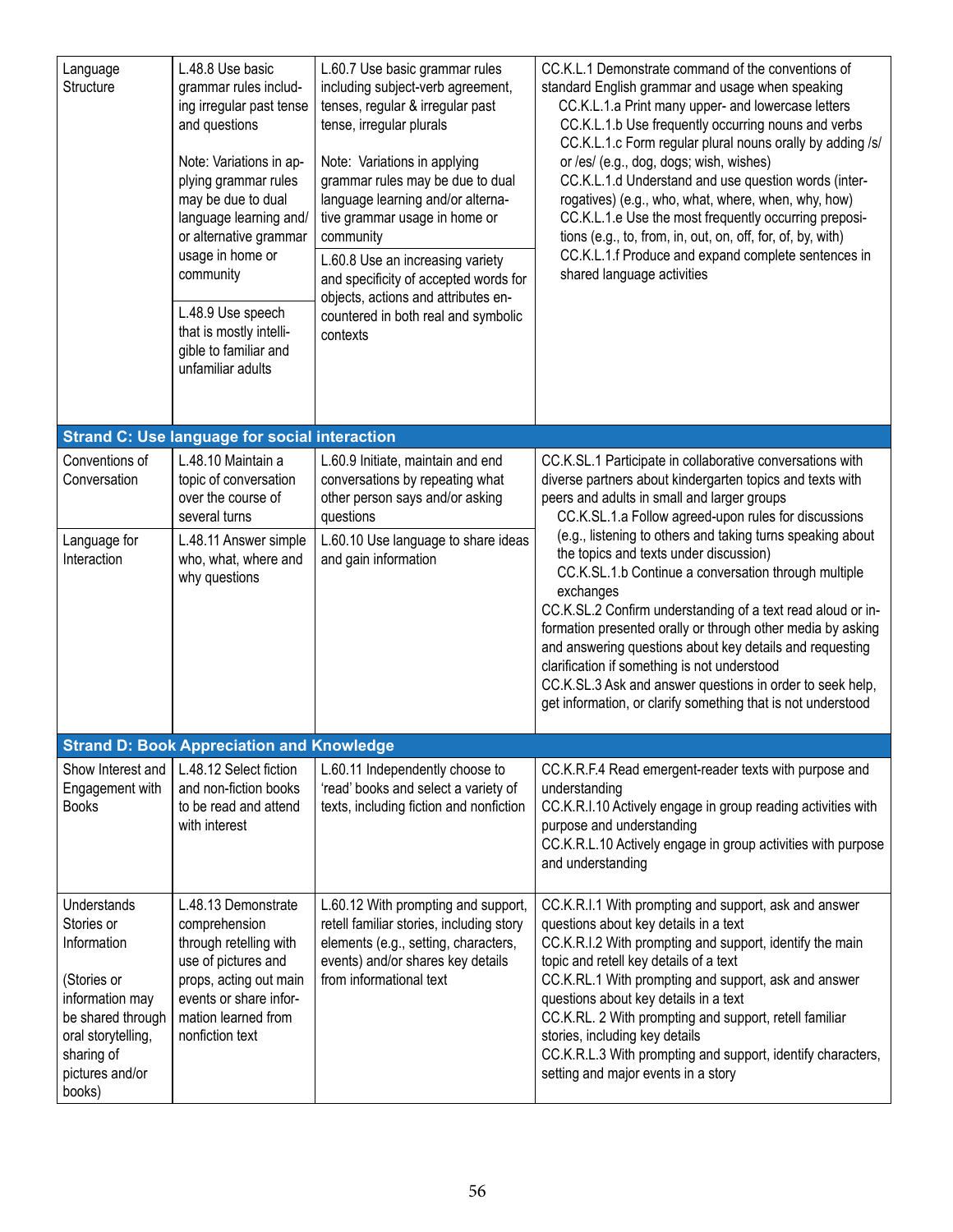| | | | |
|---|---|---|---|
| Language Structure | L.48.8 Use basic grammar rules including irregular past tense and questions<br><br>Note: Variations in applying grammar rules may be due to dual language learning and/or alternative grammar usage in home or community | L.60.7 Use basic grammar rules including subject-verb agreement, tenses, regular & irregular past tense, irregular plurals<br><br>Note: Variations in applying grammar rules may be due to dual language learning and/or alternative grammar usage in home or community | CC.K.L.1 Demonstrate command of the conventions of standard English grammar and usage when speaking<br>CC.K.L.1.a Print many upper- and lowercase letters<br>CC.K.L.1.b Use frequently occurring nouns and verbs<br>CC.K.L.1.c Form regular plural nouns orally by adding /s/ or /es/ (e.g., dog, dogs; wish, wishes)<br>CC.K.L.1.d Understand and use question words (interrogatives) (e.g., who, what, where, when, why, how)<br>CC.K.L.1.e Use the most frequently occurring prepositions (e.g., to, from, in, out, on, off, for, of, by, with)<br>CC.K.L.1.f Produce and expand complete sentences in shared language activities |
| | L.48.9 Use speech that is mostly intelligible to familiar and unfamiliar adults | L.60.8 Use an increasing variety and specificity of accepted words for objects, actions and attributes encountered in both real and symbolic contexts | |
| **Strand C: Use language for social interaction** | | | |
| Conventions of Conversation | L.48.10 Maintain a topic of conversation over the course of several turns | L.60.9 Initiate, maintain and end conversations by repeating what other person says and/or asking questions | CC.K.SL.1 Participate in collaborative conversations with diverse partners about kindergarten topics and texts with peers and adults in small and larger groups<br>CC.K.SL.1.a Follow agreed-upon rules for discussions (e.g., listening to others and taking turns speaking about the topics and texts under discussion)<br>CC.K.SL.1.b Continue a conversation through multiple exchanges<br>CC.K.SL.2 Confirm understanding of a text read aloud or information presented orally or through other media by asking and answering questions about key details and requesting clarification if something is not understood<br>CC.K.SL.3 Ask and answer questions in order to seek help, get information, or clarify something that is not understood |
| Language for Interaction | L.48.11 Answer simple who, what, where and why questions | L.60.10 Use language to share ideas and gain information | |
| **Strand D: Book Appreciation and Knowledge** | | | |
| Show Interest and Engagement with Books | L.48.12 Select fiction and non-fiction books to be read and attend with interest | L.60.11 Independently choose to 'read' books and select a variety of texts, including fiction and nonfiction | CC.K.R.F.4 Read emergent-reader texts with purpose and understanding<br>CC.K.R.I.10 Actively engage in group reading activities with purpose and understanding<br>CC.K.R.L.10 Actively engage in group activities with purpose and understanding |
| Understands Stories or Information<br><br>(Stories or information may be shared through oral storytelling, sharing of pictures and/or books) | L.48.13 Demonstrate comprehension through retelling with use of pictures and props, acting out main events or share information learned from nonfiction text | L.60.12 With prompting and support, retell familiar stories, including story elements (e.g., setting, characters, events) and/or shares key details from informational text | CC.K.R.I.1 With prompting and support, ask and answer questions about key details in a text<br>CC.K.R.I.2 With prompting and support, identify the main topic and retell key details of a text<br>CC.K.RL.1 With prompting and support, ask and answer questions about key details in a text<br>CC.K.RL. 2 With prompting and support, retell familiar stories, including key details<br>CC.K.R.L.3 With prompting and support, identify characters, setting and major events in a story |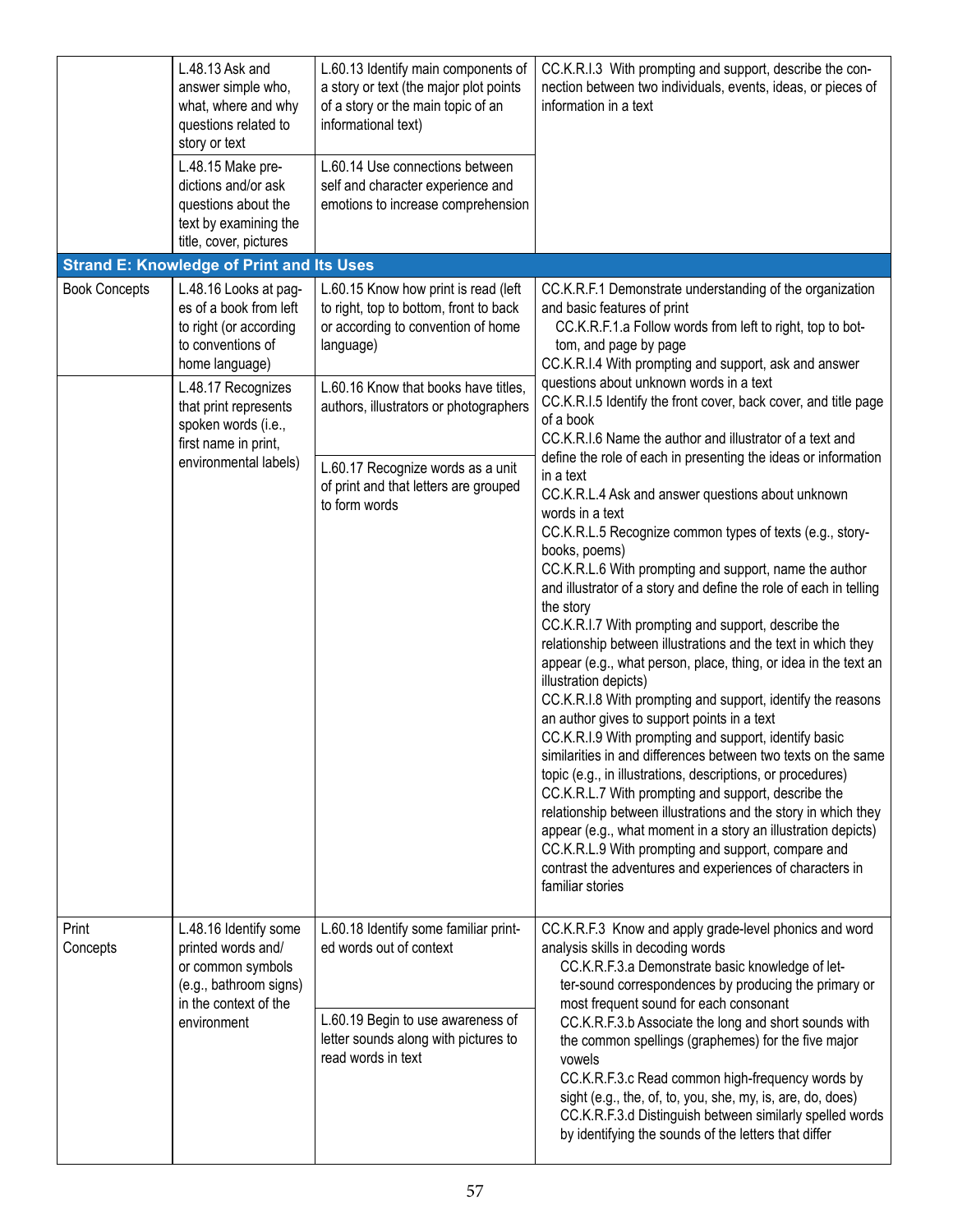| | | | |
|---|---|---|---|
| | L.48.13 Ask and answer simple who, what, where and why questions related to story or text | L.60.13 Identify main components of a story or text (the major plot points of a story or the main topic of an informational text) | CC.K.R.I.3 With prompting and support, describe the connection between two individuals, events, ideas, or pieces of information in a text |
| | L.48.15 Make predictions and/or ask questions about the text by examining the title, cover, pictures | L.60.14 Use connections between self and character experience and emotions to increase comprehension | |
| **Strand E: Knowledge of Print and Its Uses** | | | |
| Book Concepts | L.48.16 Looks at pages of a book from left to right (or according to conventions of home language) | L.60.15 Know how print is read (left to right, top to bottom, front to back or according to convention of home language) | CC.K.R.F.1 Demonstrate understanding of the organization and basic features of print<br>CC.K.R.F.1.a Follow words from left to right, top to bottom, and page by page<br>CC.K.R.I.4 With prompting and support, ask and answer questions about unknown words in a text<br>CC.K.R.I.5 Identify the front cover, back cover, and title page of a book<br>CC.K.R.I.6 Name the author and illustrator of a text and define the role of each in presenting the ideas or information in a text<br>CC.K.R.L.4 Ask and answer questions about unknown words in a text<br>CC.K.R.L.5 Recognize common types of texts (e.g., storybooks, poems)<br>CC.K.R.L.6 With prompting and support, name the author and illustrator of a story and define the role of each in telling the story<br>CC.K.R.I.7 With prompting and support, describe the relationship between illustrations and the text in which they appear (e.g., what person, place, thing, or idea in the text an illustration depicts)<br>CC.K.R.I.8 With prompting and support, identify the reasons an author gives to support points in a text<br>CC.K.R.I.9 With prompting and support, identify basic similarities in and differences between two texts on the same topic (e.g., in illustrations, descriptions, or procedures)<br>CC.K.R.L.7 With prompting and support, describe the relationship between illustrations and the story in which they appear (e.g., what moment in a story an illustration depicts)<br>CC.K.R.L.9 With prompting and support, compare and contrast the adventures and experiences of characters in familiar stories |
| | L.48.17 Recognizes that print represents spoken words (i.e., first name in print, environmental labels) | L.60.16 Know that books have titles, authors, illustrators or photographers | |
| | | L.60.17 Recognize words as a unit of print and that letters are grouped to form words | |
| Print Concepts | L.48.16 Identify some printed words and/or common symbols (e.g., bathroom signs) in the context of the environment | L.60.18 Identify some familiar printed words out of context | CC.K.R.F.3 Know and apply grade-level phonics and word analysis skills in decoding words<br>CC.K.R.F.3.a Demonstrate basic knowledge of letter-sound correspondences by producing the primary or most frequent sound for each consonant<br>CC.K.R.F.3.b Associate the long and short sounds with the common spellings (graphemes) for the five major vowels<br>CC.K.R.F.3.c Read common high-frequency words by sight (e.g., the, of, to, you, she, my, is, are, do, does)<br>CC.K.R.F.3.d Distinguish between similarly spelled words by identifying the sounds of the letters that differ |
| | | L.60.19 Begin to use awareness of letter sounds along with pictures to read words in text | |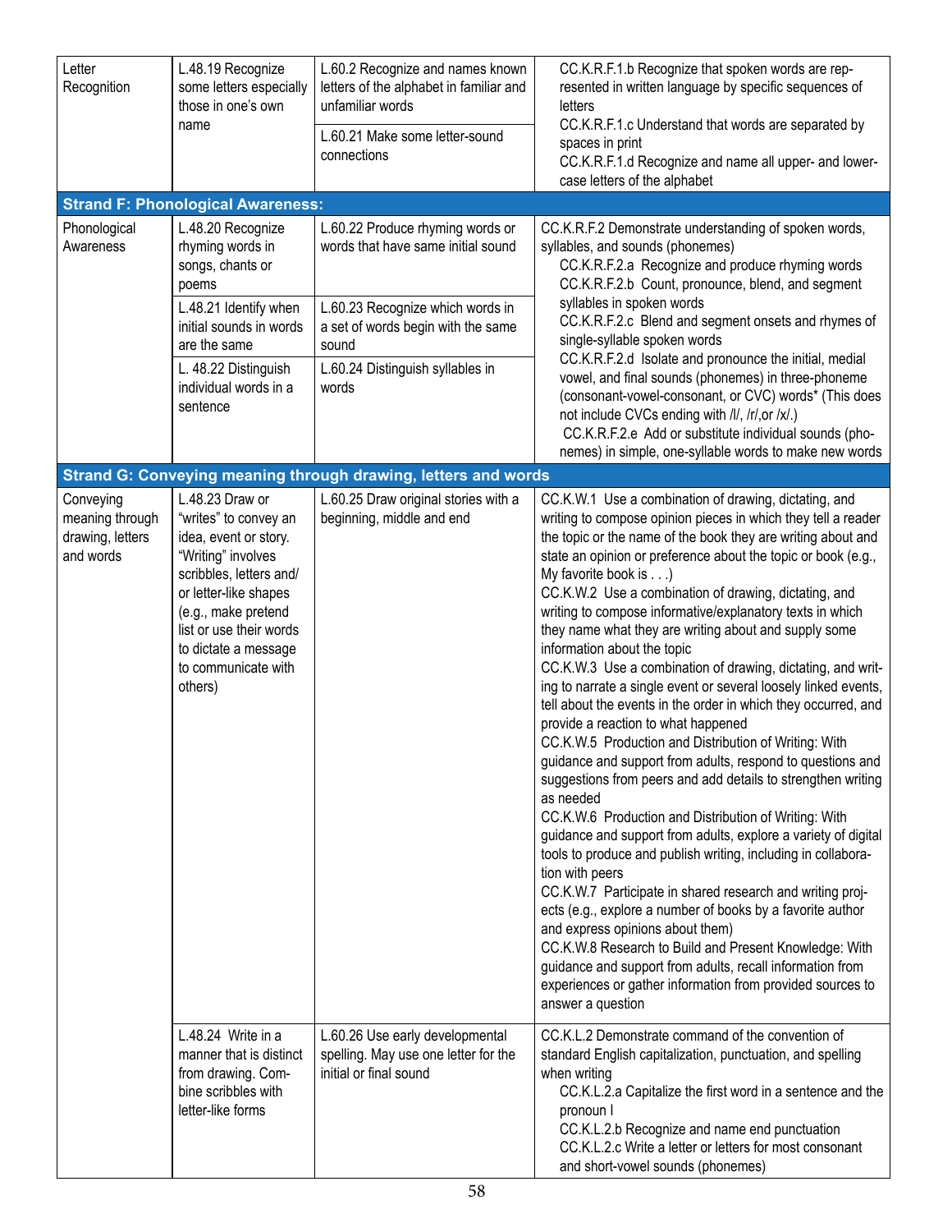| | | | |
|---|---|---|---|
| Letter Recognition | L.48.19 Recognize some letters especially those in one's own name | L.60.2 Recognize and names known letters of the alphabet in familiar and unfamiliar words | CC.K.R.F.1.b Recognize that spoken words are represented in written language by specific sequences of letters<br>CC.K.R.F.1.c Understand that words are separated by spaces in print<br>CC.K.R.F.1.d Recognize and name all upper- and lower-case letters of the alphabet |
| | | L.60.21 Make some letter-sound connections | |
| **Strand F: Phonological Awareness:** | | | |
| Phonological Awareness | L.48.20 Recognize rhyming words in songs, chants or poems | L.60.22 Produce rhyming words or words that have same initial sound | CC.K.R.F.2 Demonstrate understanding of spoken words, syllables, and sounds (phonemes)<br>CC.K.R.F.2.a Recognize and produce rhyming words<br>CC.K.R.F.2.b Count, pronounce, blend, and segment syllables in spoken words<br>CC.K.R.F.2.c Blend and segment onsets and rhymes of single-syllable spoken words<br>CC.K.R.F.2.d Isolate and pronounce the initial, medial vowel, and final sounds (phonemes) in three-phoneme (consonant-vowel-consonant, or CVC) words* (This does not include CVCs ending with /l/, /r/,or /x/.)<br>CC.K.R.F.2.e Add or substitute individual sounds (phonemes) in simple, one-syllable words to make new words |
| | L.48.21 Identify when initial sounds in words are the same | L.60.23 Recognize which words in a set of words begin with the same sound | |
| | L. 48.22 Distinguish individual words in a sentence | L.60.24 Distinguish syllables in words | |
| **Strand G: Conveying meaning through drawing, letters and words** | | | |
| Conveying meaning through drawing, letters and words | L.48.23 Draw or "writes" to convey an idea, event or story. "Writing" involves scribbles, letters and/ or letter-like shapes (e.g., make pretend list or use their words to dictate a message to communicate with others) | L.60.25 Draw original stories with a beginning, middle and end | CC.K.W.1 Use a combination of drawing, dictating, and writing to compose opinion pieces in which they tell a reader the topic or the name of the book they are writing about and state an opinion or preference about the topic or book (e.g., My favorite book is . . .)<br>CC.K.W.2 Use a combination of drawing, dictating, and writing to compose informative/explanatory texts in which they name what they are writing about and supply some information about the topic<br>CC.K.W.3 Use a combination of drawing, dictating, and writing to narrate a single event or several loosely linked events, tell about the events in the order in which they occurred, and provide a reaction to what happened<br>CC.K.W.5 Production and Distribution of Writing: With guidance and support from adults, respond to questions and suggestions from peers and add details to strengthen writing as needed<br>CC.K.W.6 Production and Distribution of Writing: With guidance and support from adults, explore a variety of digital tools to produce and publish writing, including in collaboration with peers<br>CC.K.W.7 Participate in shared research and writing projects (e.g., explore a number of books by a favorite author and express opinions about them)<br>CC.K.W.8 Research to Build and Present Knowledge: With guidance and support from adults, recall information from experiences or gather information from provided sources to answer a question |
| | L.48.24 Write in a manner that is distinct from drawing. Combine scribbles with letter-like forms | L.60.26 Use early developmental spelling. May use one letter for the initial or final sound | CC.K.L.2 Demonstrate command of the convention of standard English capitalization, punctuation, and spelling when writing<br>CC.K.L.2.a Capitalize the first word in a sentence and the pronoun I<br>CC.K.L.2.b Recognize and name end punctuation<br>CC.K.L.2.c Write a letter or letters for most consonant and short-vowel sounds (phonemes) |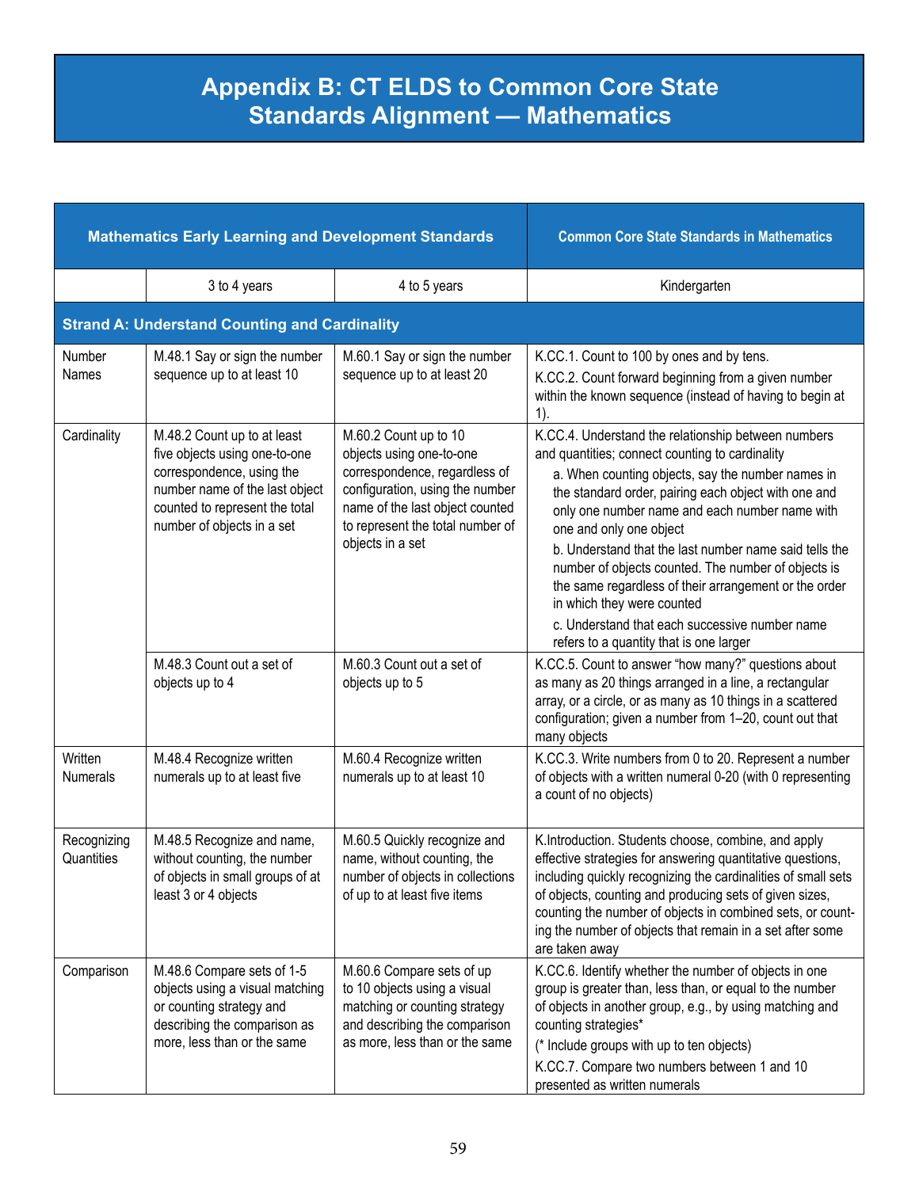# Appendix B: CT ELDS to Common Core State Standards Alignment — Mathematics

| Mathematics Early Learning and Development Standards | | | Common Core State Standards in Mathematics |
|---|---|---|---|
| | 3 to 4 years | 4 to 5 years | Kindergarten |
| **Strand A: Understand Counting and Cardinality** | | | |
| Number Names | M.48.1 Say or sign the number sequence up to at least 10 | M.60.1 Say or sign the number sequence up to at least 20 | K.CC.1. Count to 100 by ones and by tens.<br>K.CC.2. Count forward beginning from a given number within the known sequence (instead of having to begin at 1). |
| Cardinality | M.48.2 Count up to at least five objects using one-to-one correspondence, using the number name of the last object counted to represent the total number of objects in a set | M.60.2 Count up to 10 objects using one-to-one correspondence, regardless of configuration, using the number name of the last object counted to represent the total number of objects in a set | K.CC.4. Understand the relationship between numbers and quantities; connect counting to cardinality<br>a. When counting objects, say the number names in the standard order, pairing each object with one and only one number name and each number name with one and only one object<br>b. Understand that the last number name said tells the number of objects counted. The number of objects is the same regardless of their arrangement or the order in which they were counted<br>c. Understand that each successive number name refers to a quantity that is one larger |
| | M.48.3 Count out a set of objects up to 4 | M.60.3 Count out a set of objects up to 5 | K.CC.5. Count to answer "how many?" questions about as many as 20 things arranged in a line, a rectangular array, or a circle, or as many as 10 things in a scattered configuration; given a number from 1–20, count out that many objects |
| Written Numerals | M.48.4 Recognize written numerals up to at least five | M.60.4 Recognize written numerals up to at least 10 | K.CC.3. Write numbers from 0 to 20. Represent a number of objects with a written numeral 0-20 (with 0 representing a count of no objects) |
| Recognizing Quantities | M.48.5 Recognize and name, without counting, the number of objects in small groups of at least 3 or 4 objects | M.60.5 Quickly recognize and name, without counting, the number of objects in collections of up to at least five items | K.Introduction. Students choose, combine, and apply effective strategies for answering quantitative questions, including quickly recognizing the cardinalities of small sets of objects, counting and producing sets of given sizes, counting the number of objects in combined sets, or counting the number of objects that remain in a set after some are taken away |
| Comparison | M.48.6 Compare sets of 1-5 objects using a visual matching or counting strategy and describing the comparison as more, less than or the same | M.60.6 Compare sets of up to 10 objects using a visual matching or counting strategy and describing the comparison as more, less than or the same | K.CC.6. Identify whether the number of objects in one group is greater than, less than, or equal to the number of objects in another group, e.g., by using matching and counting strategies*<br>(* Include groups with up to ten objects)<br>K.CC.7. Compare two numbers between 1 and 10 presented as written numerals |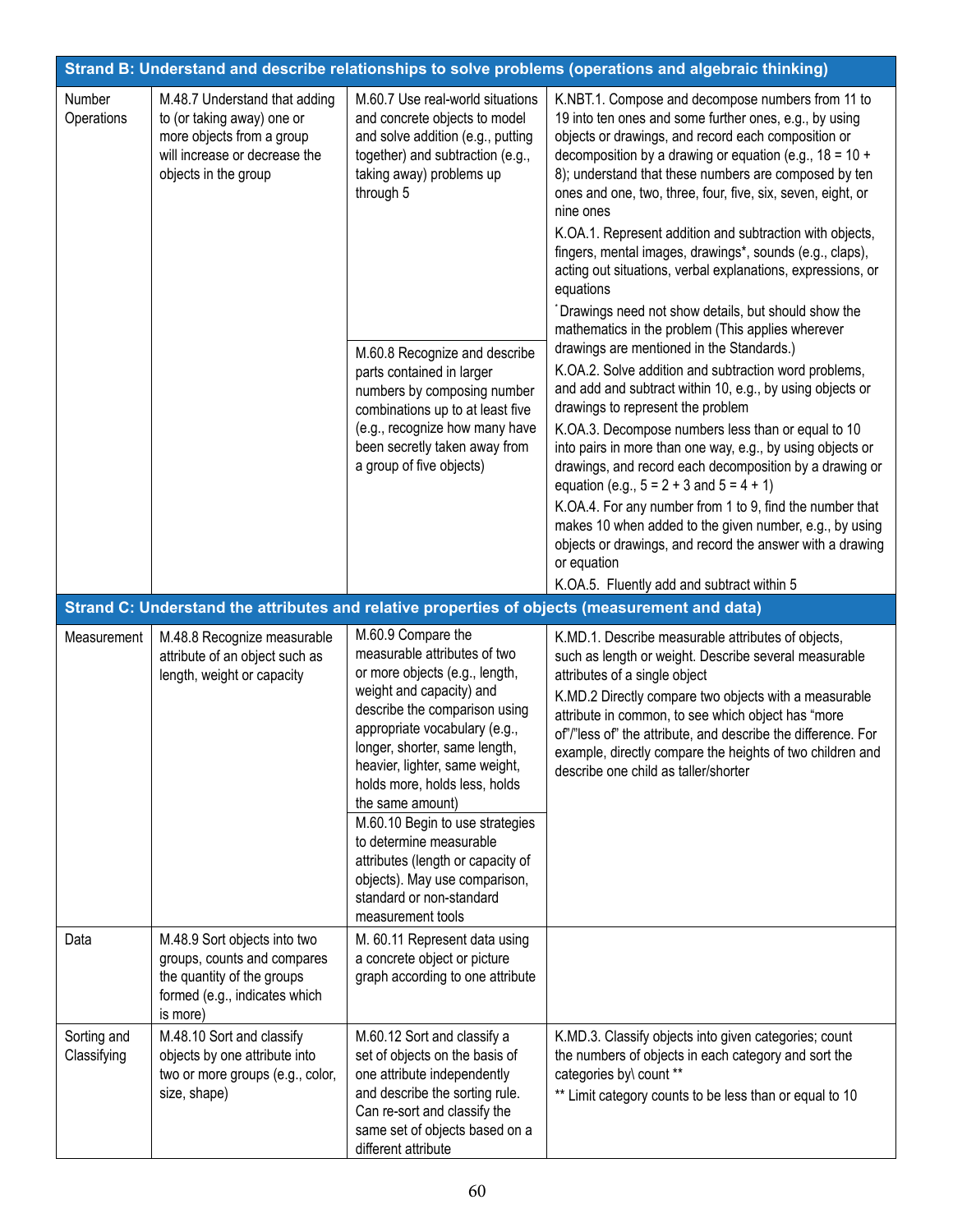| Strand B: Understand and describe relationships to solve problems (operations and algebraic thinking) | | | |
|---|---|---|---|
| Number Operations | M.48.7 Understand that adding to (or taking away) one or more objects from a group will increase or decrease the objects in the group | M.60.7 Use real-world situations and concrete objects to model and solve addition (e.g., putting together) and subtraction (e.g., taking away) problems up through 5 | K.NBT.1. Compose and decompose numbers from 11 to 19 into ten ones and some further ones, e.g., by using objects or drawings, and record each composition or decomposition by a drawing or equation (e.g., 18 = 10 + 8); understand that these numbers are composed by ten ones and one, two, three, four, five, six, seven, eight, or nine ones<br>K.OA.1. Represent addition and subtraction with objects, fingers, mental images, drawings*, sounds (e.g., claps), acting out situations, verbal explanations, expressions, or equations<br>* Drawings need not show details, but should show the mathematics in the problem (This applies wherever drawings are mentioned in the Standards.)<br>K.OA.2. Solve addition and subtraction word problems, and add and subtract within 10, e.g., by using objects or drawings to represent the problem<br>K.OA.3. Decompose numbers less than or equal to 10 into pairs in more than one way, e.g., by using objects or drawings, and record each decomposition by a drawing or equation (e.g., 5 = 2 + 3 and 5 = 4 + 1)<br>K.OA.4. For any number from 1 to 9, find the number that makes 10 when added to the given number, e.g., by using objects or drawings, and record the answer with a drawing or equation<br>K.OA.5. Fluently add and subtract within 5 |
| | | M.60.8 Recognize and describe parts contained in larger numbers by composing number combinations up to at least five (e.g., recognize how many have been secretly taken away from a group of five objects) | |
| **Strand C: Understand the attributes and relative properties of objects (measurement and data)** | | | |
| Measurement | M.48.8 Recognize measurable attribute of an object such as length, weight or capacity | M.60.9 Compare the measurable attributes of two or more objects (e.g., length, weight and capacity) and describe the comparison using appropriate vocabulary (e.g., longer, shorter, same length, heavier, lighter, same weight, holds more, holds less, holds the same amount) | K.MD.1. Describe measurable attributes of objects, such as length or weight. Describe several measurable attributes of a single object<br>K.MD.2 Directly compare two objects with a measurable attribute in common, to see which object has "more of"/"less of" the attribute, and describe the difference. For example, directly compare the heights of two children and describe one child as taller/shorter |
| | | M.60.10 Begin to use strategies to determine measurable attributes (length or capacity of objects). May use comparison, standard or non-standard measurement tools | |
| Data | M.48.9 Sort objects into two groups, counts and compares the quantity of the groups formed (e.g., indicates which is more) | M. 60.11 Represent data using a concrete object or picture graph according to one attribute | |
| Sorting and Classifying | M.48.10 Sort and classify objects by one attribute into two or more groups (e.g., color, size, shape) | M.60.12 Sort and classify a set of objects on the basis of one attribute independently and describe the sorting rule. Can re-sort and classify the same set of objects based on a different attribute | K.MD.3. Classify objects into given categories; count the numbers of objects in each category and sort the categories by\ count **<br>** Limit category counts to be less than or equal to 10 |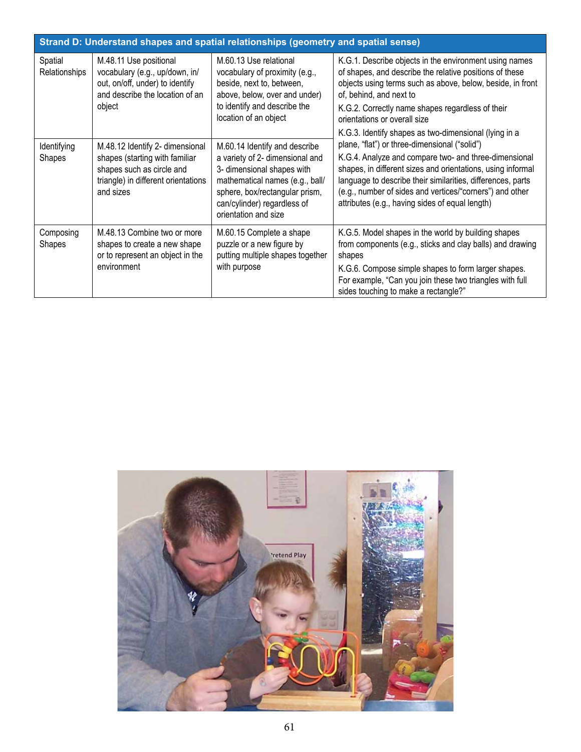| Strand D: Understand shapes and spatial relationships (geometry and spatial sense) | | | |
|---|---|---|---|
| Spatial Relationships | M.48.11 Use positional vocabulary (e.g., up/down, in/out, on/off, under) to identify and describe the location of an object | M.60.13 Use relational vocabulary of proximity (e.g., beside, next to, between, above, below, over and under) to identify and describe the location of an object | K.G.1. Describe objects in the environment using names of shapes, and describe the relative positions of these objects using terms such as above, below, beside, in front of, behind, and next to<br>K.G.2. Correctly name shapes regardless of their orientations or overall size<br>K.G.3. Identify shapes as two-dimensional (lying in a plane, "flat") or three-dimensional ("solid")<br>K.G.4. Analyze and compare two- and three-dimensional shapes, in different sizes and orientations, using informal language to describe their similarities, differences, parts (e.g., number of sides and vertices/"corners") and other attributes (e.g., having sides of equal length) |
| Identifying Shapes | M.48.12 Identify 2- dimensional shapes (starting with familiar shapes such as circle and triangle) in different orientations and sizes | M.60.14 Identify and describe a variety of 2- dimensional and 3- dimensional shapes with mathematical names (e.g., ball/sphere, box/rectangular prism, can/cylinder) regardless of orientation and size | |
| Composing Shapes | M.48.13 Combine two or more shapes to create a new shape or to represent an object in the environment | M.60.15 Complete a shape puzzle or a new figure by putting multiple shapes together with purpose | K.G.5. Model shapes in the world by building shapes from components (e.g., sticks and clay balls) and drawing shapes<br>K.G.6. Compose simple shapes to form larger shapes. For example, "Can you join these two triangles with full sides touching to make a rectangle?" |